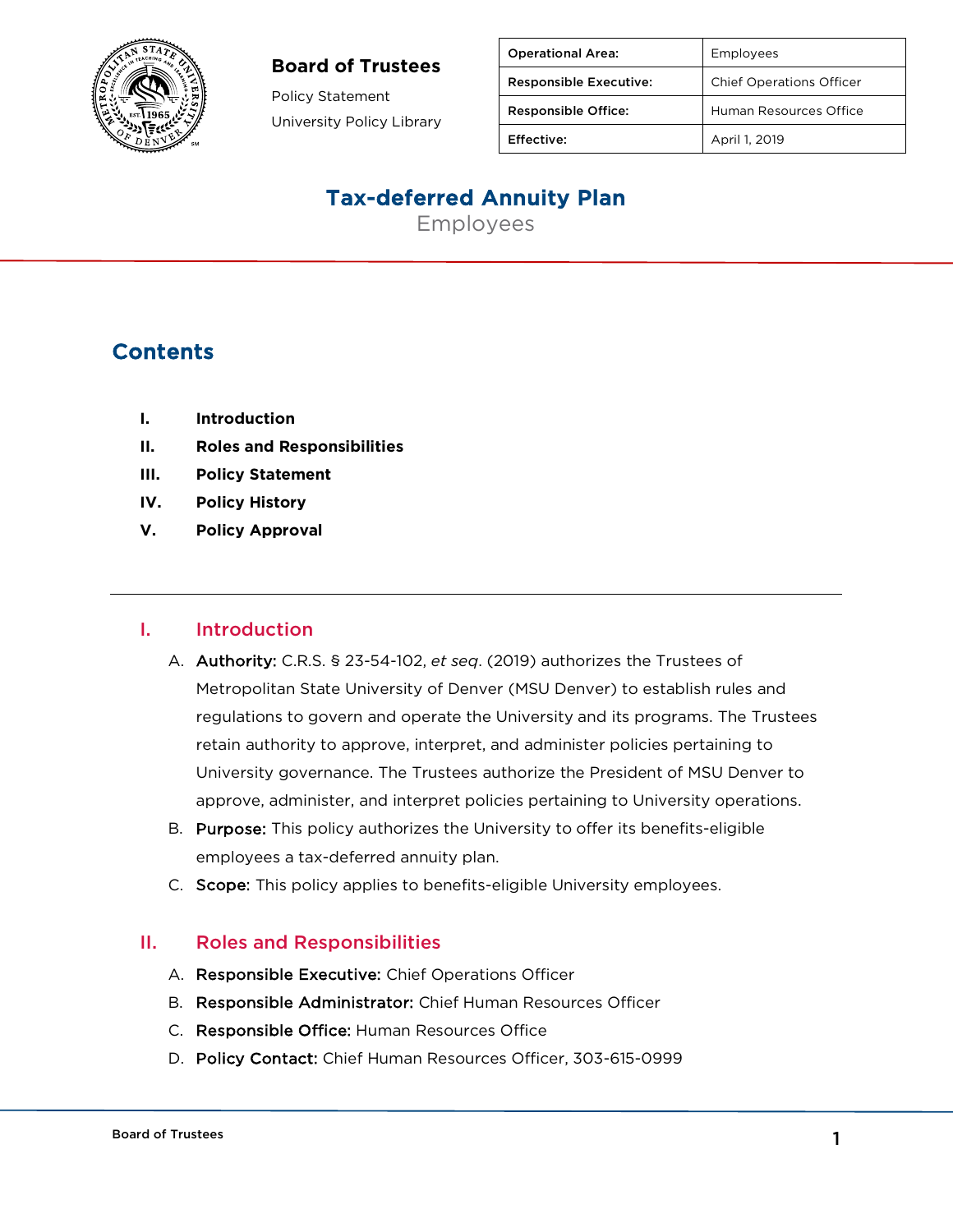**Board of Trustees**

Policy Statement

University Policy Library

| Operational Area: | Employees |
|---|---|
| Responsible Executive: | Chief Operations Officer |
| Responsible Office: | Human Resources Office |
| Effective: | April 1, 2019 |

# Tax-deferred Annuity Plan

Employees

## Contents

- **I. Introduction**
- **II. Roles and Responsibilities**
- **III. Policy Statement**
- **IV. Policy History**
- **V. Policy Approval**

---

## I. Introduction

A. **Authority:** C.R.S. § 23-54-102, *et seq*. (2019) authorizes the Trustees of Metropolitan State University of Denver (MSU Denver) to establish rules and regulations to govern and operate the University and its programs. The Trustees retain authority to approve, interpret, and administer policies pertaining to University governance. The Trustees authorize the President of MSU Denver to approve, administer, and interpret policies pertaining to University operations.

B. **Purpose:** This policy authorizes the University to offer its benefits-eligible employees a tax-deferred annuity plan.

C. **Scope:** This policy applies to benefits-eligible University employees.

## II. Roles and Responsibilities

A. **Responsible Executive:** Chief Operations Officer

B. **Responsible Administrator:** Chief Human Resources Officer

C. **Responsible Office:** Human Resources Office

D. **Policy Contact:** Chief Human Resources Officer, 303-615-0999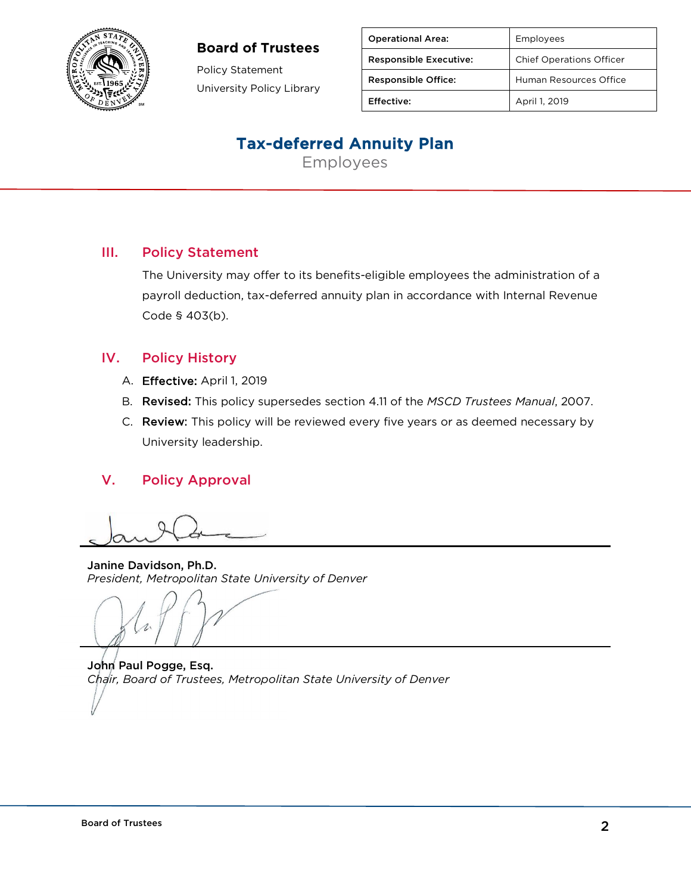**Board of Trustees**

Policy Statement

University Policy Library

| | |
|---|---|
| **Operational Area:** | Employees |
| **Responsible Executive:** | Chief Operations Officer |
| **Responsible Office:** | Human Resources Office |
| **Effective:** | April 1, 2019 |

# Tax-deferred Annuity Plan

Employees

## III. Policy Statement

The University may offer to its benefits-eligible employees the administration of a payroll deduction, tax-deferred annuity plan in accordance with Internal Revenue Code § 403(b).

## IV. Policy History

A. **Effective:** April 1, 2019

B. **Revised:** This policy supersedes section 4.11 of the *MSCD Trustees Manual*, 2007.

C. **Review:** This policy will be reviewed every five years or as deemed necessary by University leadership.

## V. Policy Approval

**Janine Davidson, Ph.D.**
*President, Metropolitan State University of Denver*

**John Paul Pogge, Esq.**
*Chair, Board of Trustees, Metropolitan State University of Denver*